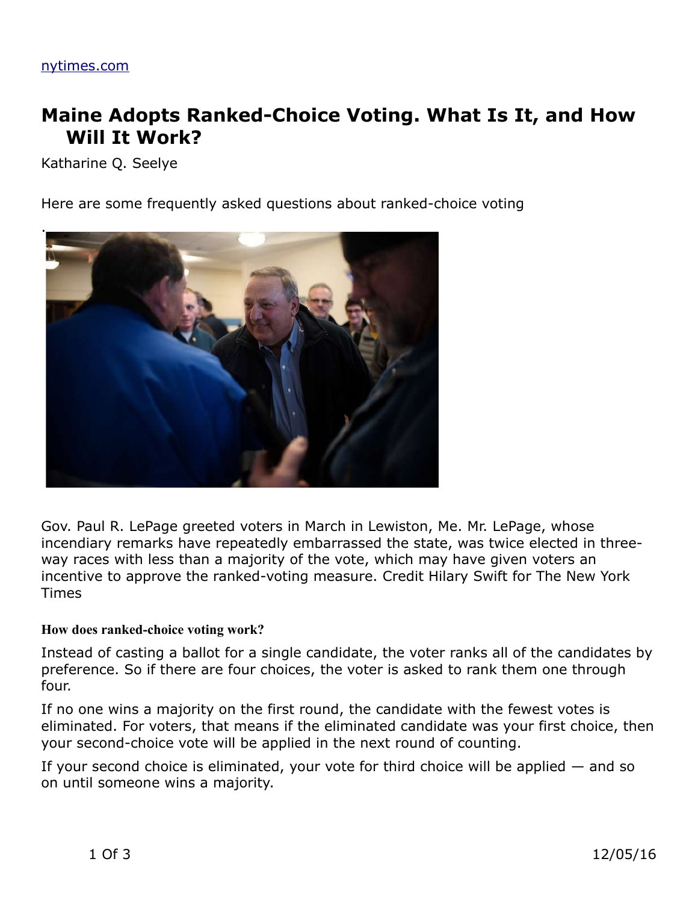nytimes.com

# Maine Adopts Ranked-Choice Voting. What Is It, and How Will It Work?

Katharine Q. Seelye

Here are some frequently asked questions about ranked-choice voting

.

Gov. Paul R. LePage greeted voters in March in Lewiston, Me. Mr. LePage, whose incendiary remarks have repeatedly embarrassed the state, was twice elected in three-way races with less than a majority of the vote, which may have given voters an incentive to approve the ranked-voting measure. Credit Hilary Swift for The New York Times

### How does ranked-choice voting work?

Instead of casting a ballot for a single candidate, the voter ranks all of the candidates by preference. So if there are four choices, the voter is asked to rank them one through four.

If no one wins a majority on the first round, the candidate with the fewest votes is eliminated. For voters, that means if the eliminated candidate was your first choice, then your second-choice vote will be applied in the next round of counting.

If your second choice is eliminated, your vote for third choice will be applied — and so on until someone wins a majority.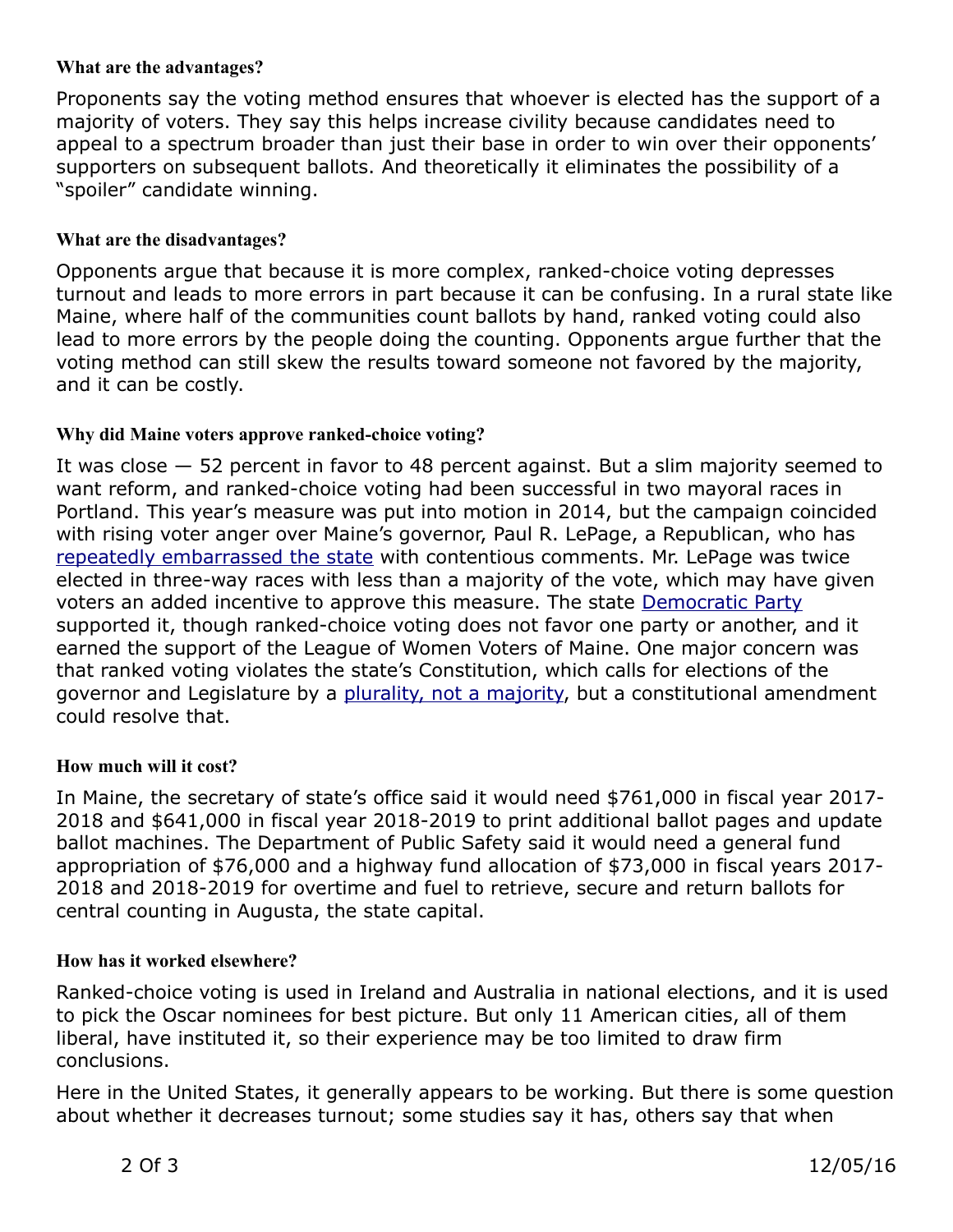### What are the advantages?

Proponents say the voting method ensures that whoever is elected has the support of a majority of voters. They say this helps increase civility because candidates need to appeal to a spectrum broader than just their base in order to win over their opponents' supporters on subsequent ballots. And theoretically it eliminates the possibility of a "spoiler" candidate winning.

### What are the disadvantages?

Opponents argue that because it is more complex, ranked-choice voting depresses turnout and leads to more errors in part because it can be confusing. In a rural state like Maine, where half of the communities count ballots by hand, ranked voting could also lead to more errors by the people doing the counting. Opponents argue further that the voting method can still skew the results toward someone not favored by the majority, and it can be costly.

### Why did Maine voters approve ranked-choice voting?

It was close — 52 percent in favor to 48 percent against. But a slim majority seemed to want reform, and ranked-choice voting had been successful in two mayoral races in Portland. This year's measure was put into motion in 2014, but the campaign coincided with rising voter anger over Maine's governor, Paul R. LePage, a Republican, who has repeatedly embarrassed the state with contentious comments. Mr. LePage was twice elected in three-way races with less than a majority of the vote, which may have given voters an added incentive to approve this measure. The state Democratic Party supported it, though ranked-choice voting does not favor one party or another, and it earned the support of the League of Women Voters of Maine. One major concern was that ranked voting violates the state's Constitution, which calls for elections of the governor and Legislature by a plurality, not a majority, but a constitutional amendment could resolve that.

### How much will it cost?

In Maine, the secretary of state's office said it would need $761,000 in fiscal year 2017-2018 and $641,000 in fiscal year 2018-2019 to print additional ballot pages and update ballot machines. The Department of Public Safety said it would need a general fund appropriation of $76,000 and a highway fund allocation of $73,000 in fiscal years 2017-2018 and 2018-2019 for overtime and fuel to retrieve, secure and return ballots for central counting in Augusta, the state capital.

### How has it worked elsewhere?

Ranked-choice voting is used in Ireland and Australia in national elections, and it is used to pick the Oscar nominees for best picture. But only 11 American cities, all of them liberal, have instituted it, so their experience may be too limited to draw firm conclusions.

Here in the United States, it generally appears to be working. But there is some question about whether it decreases turnout; some studies say it has, others say that when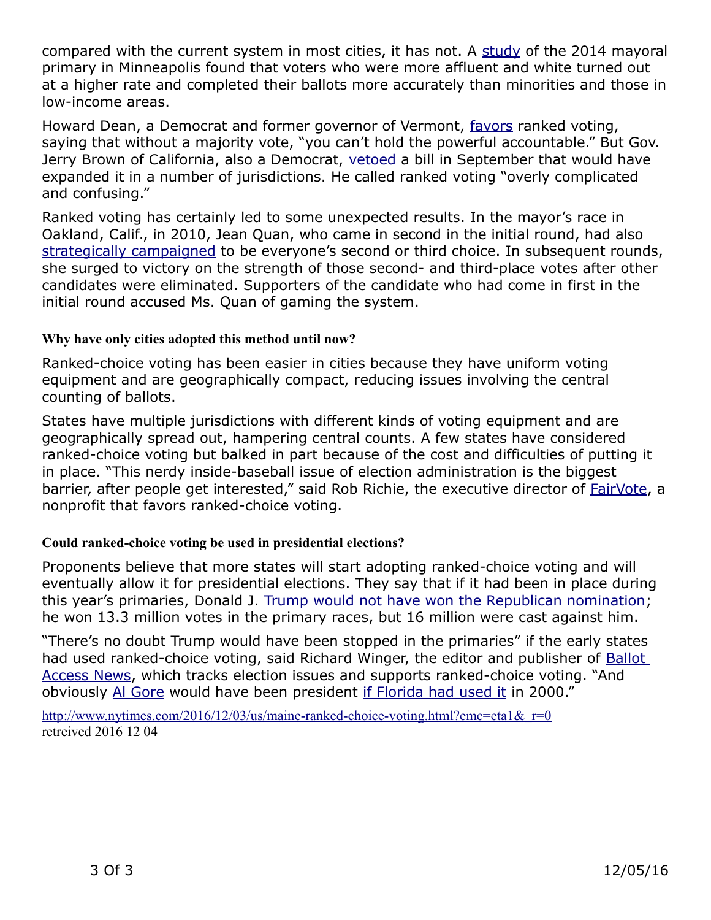compared with the current system in most cities, it has not. A study of the 2014 mayoral primary in Minneapolis found that voters who were more affluent and white turned out at a higher rate and completed their ballots more accurately than minorities and those in low-income areas.

Howard Dean, a Democrat and former governor of Vermont, favors ranked voting, saying that without a majority vote, "you can't hold the powerful accountable." But Gov. Jerry Brown of California, also a Democrat, vetoed a bill in September that would have expanded it in a number of jurisdictions. He called ranked voting "overly complicated and confusing."

Ranked voting has certainly led to some unexpected results. In the mayor's race in Oakland, Calif., in 2010, Jean Quan, who came in second in the initial round, had also strategically campaigned to be everyone's second or third choice. In subsequent rounds, she surged to victory on the strength of those second- and third-place votes after other candidates were eliminated. Supporters of the candidate who had come in first in the initial round accused Ms. Quan of gaming the system.

### Why have only cities adopted this method until now?

Ranked-choice voting has been easier in cities because they have uniform voting equipment and are geographically compact, reducing issues involving the central counting of ballots.

States have multiple jurisdictions with different kinds of voting equipment and are geographically spread out, hampering central counts. A few states have considered ranked-choice voting but balked in part because of the cost and difficulties of putting it in place. "This nerdy inside-baseball issue of election administration is the biggest barrier, after people get interested," said Rob Richie, the executive director of FairVote, a nonprofit that favors ranked-choice voting.

### Could ranked-choice voting be used in presidential elections?

Proponents believe that more states will start adopting ranked-choice voting and will eventually allow it for presidential elections. They say that if it had been in place during this year's primaries, Donald J. Trump would not have won the Republican nomination; he won 13.3 million votes in the primary races, but 16 million were cast against him.

"There's no doubt Trump would have been stopped in the primaries" if the early states had used ranked-choice voting, said Richard Winger, the editor and publisher of Ballot Access News, which tracks election issues and supports ranked-choice voting. "And obviously Al Gore would have been president if Florida had used it in 2000."

http://www.nytimes.com/2016/12/03/us/maine-ranked-choice-voting.html?emc=eta1&_r=0
retreived 2016 12 04